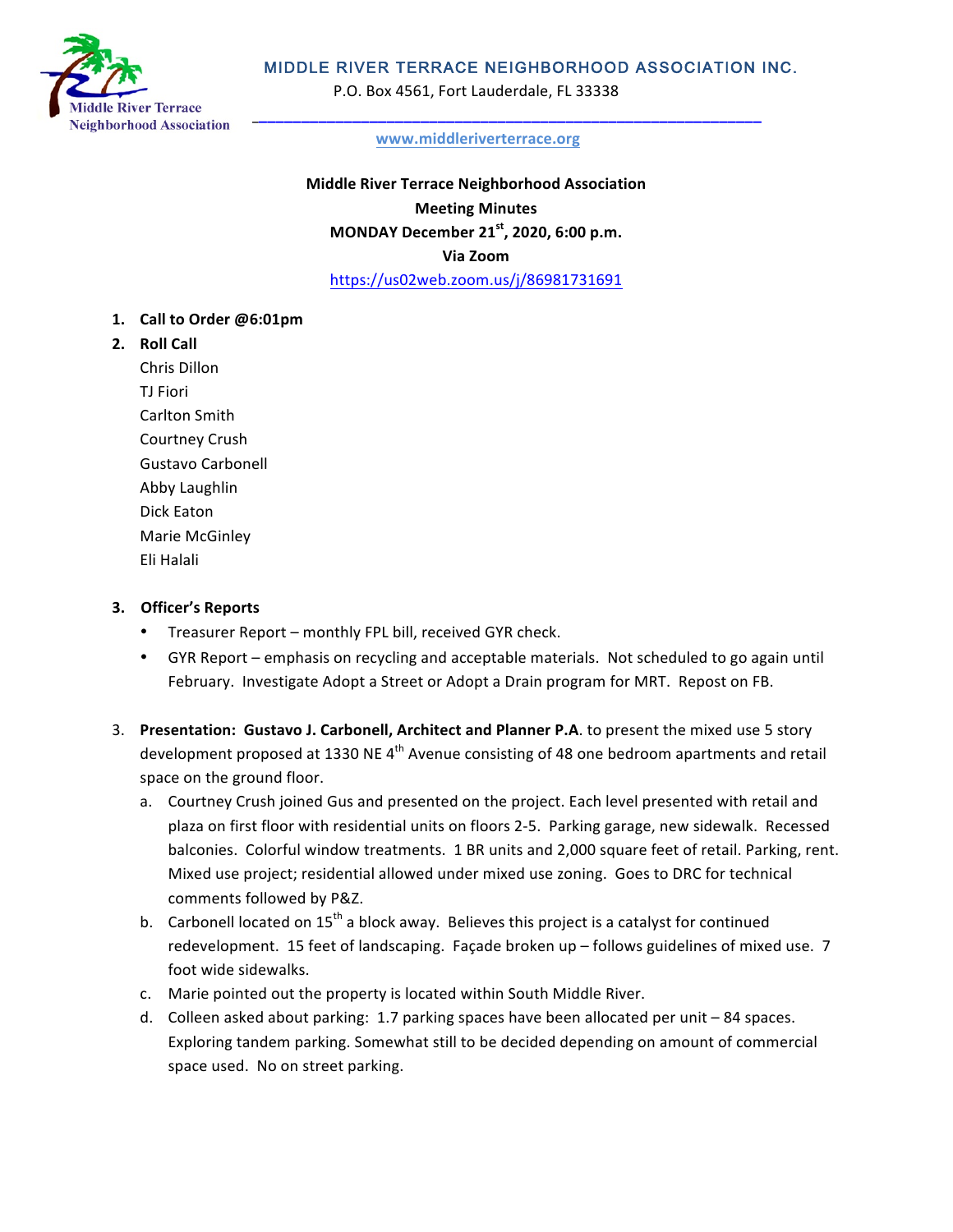MIDDLE RIVER TERRACE NEIGHBORHOOD ASSOCIATION INC.

P.O. Box 4561, Fort Lauderdale, FL 33338

www.middleriverterrace.org

**Middle River Terrace Neighborhood Association**

**Meeting Minutes**

**MONDAY December 21st, 2020, 6:00 p.m.**

**Via Zoom**

https://us02web.zoom.us/j/86981731691

1. **Call to Order @6:01pm**
2. **Roll Call**
   Chris Dillon
   TJ Fiori
   Carlton Smith
   Courtney Crush
   Gustavo Carbonell
   Abby Laughlin
   Dick Eaton
   Marie McGinley
   Eli Halali

3. **Officer's Reports**
   - Treasurer Report – monthly FPL bill, received GYR check.
   - GYR Report – emphasis on recycling and acceptable materials. Not scheduled to go again until February. Investigate Adopt a Street or Adopt a Drain program for MRT. Repost on FB.

3. **Presentation: Gustavo J. Carbonell, Architect and Planner P.A**. to present the mixed use 5 story development proposed at 1330 NE 4th Avenue consisting of 48 one bedroom apartments and retail space on the ground floor.
   a. Courtney Crush joined Gus and presented on the project. Each level presented with retail and plaza on first floor with residential units on floors 2-5. Parking garage, new sidewalk. Recessed balconies. Colorful window treatments. 1 BR units and 2,000 square feet of retail. Parking, rent. Mixed use project; residential allowed under mixed use zoning. Goes to DRC for technical comments followed by P&Z.
   b. Carbonell located on 15th a block away. Believes this project is a catalyst for continued redevelopment. 15 feet of landscaping. Façade broken up – follows guidelines of mixed use. 7 foot wide sidewalks.
   c. Marie pointed out the property is located within South Middle River.
   d. Colleen asked about parking: 1.7 parking spaces have been allocated per unit – 84 spaces. Exploring tandem parking. Somewhat still to be decided depending on amount of commercial space used. No on street parking.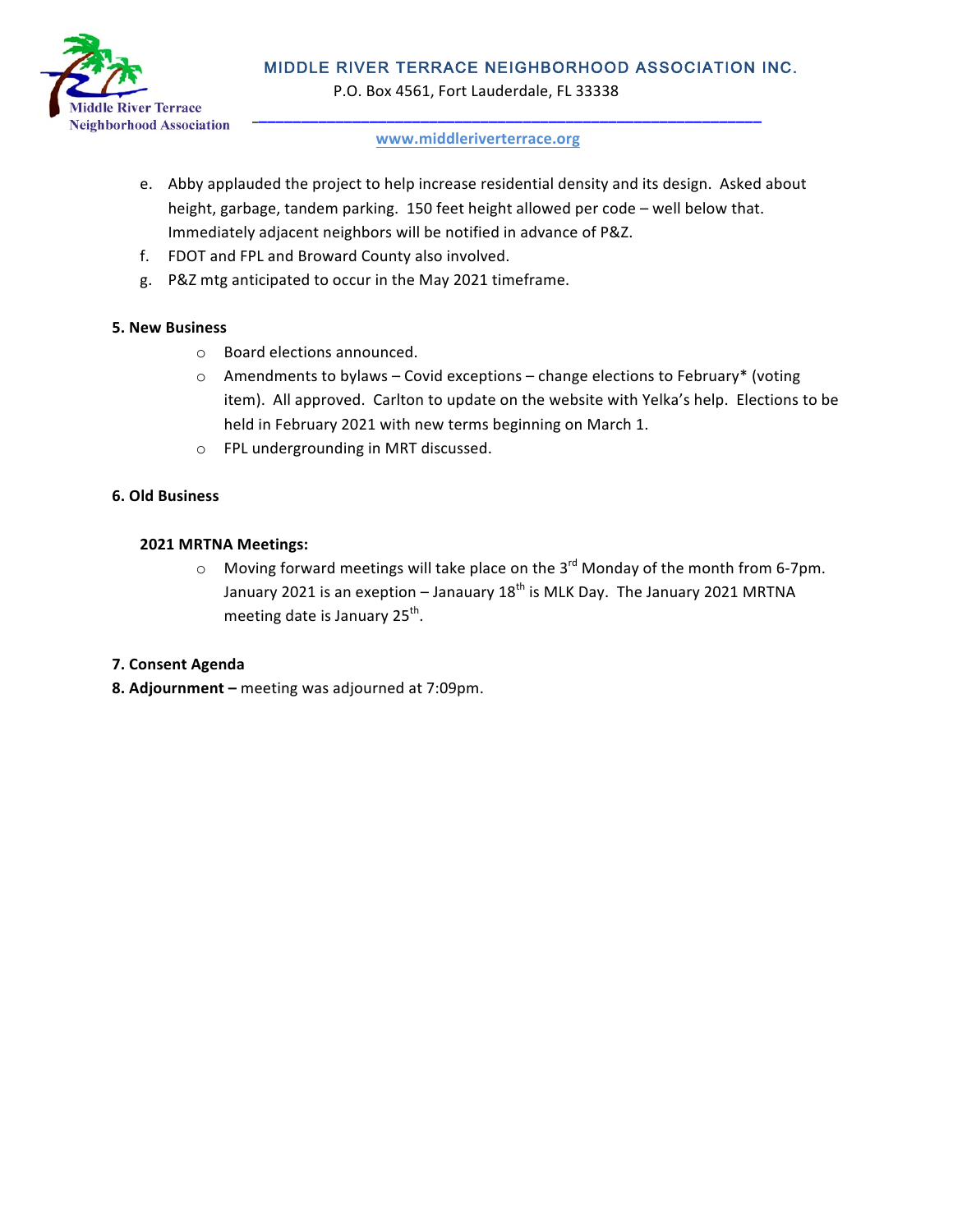e. Abby applauded the project to help increase residential density and its design. Asked about height, garbage, tandem parking. 150 feet height allowed per code – well below that. Immediately adjacent neighbors will be notified in advance of P&Z.
f. FDOT and FPL and Broward County also involved.
g. P&Z mtg anticipated to occur in the May 2021 timeframe.

**5. New Business**

- Board elections announced.
- Amendments to bylaws – Covid exceptions – change elections to February* (voting item). All approved. Carlton to update on the website with Yelka's help. Elections to be held in February 2021 with new terms beginning on March 1.
- FPL undergrounding in MRT discussed.

**6. Old Business**

**2021 MRTNA Meetings:**

- Moving forward meetings will take place on the 3rd Monday of the month from 6-7pm. January 2021 is an exeption – Janauary 18th is MLK Day. The January 2021 MRTNA meeting date is January 25th.

**7. Consent Agenda**

**8. Adjournment –** meeting was adjourned at 7:09pm.